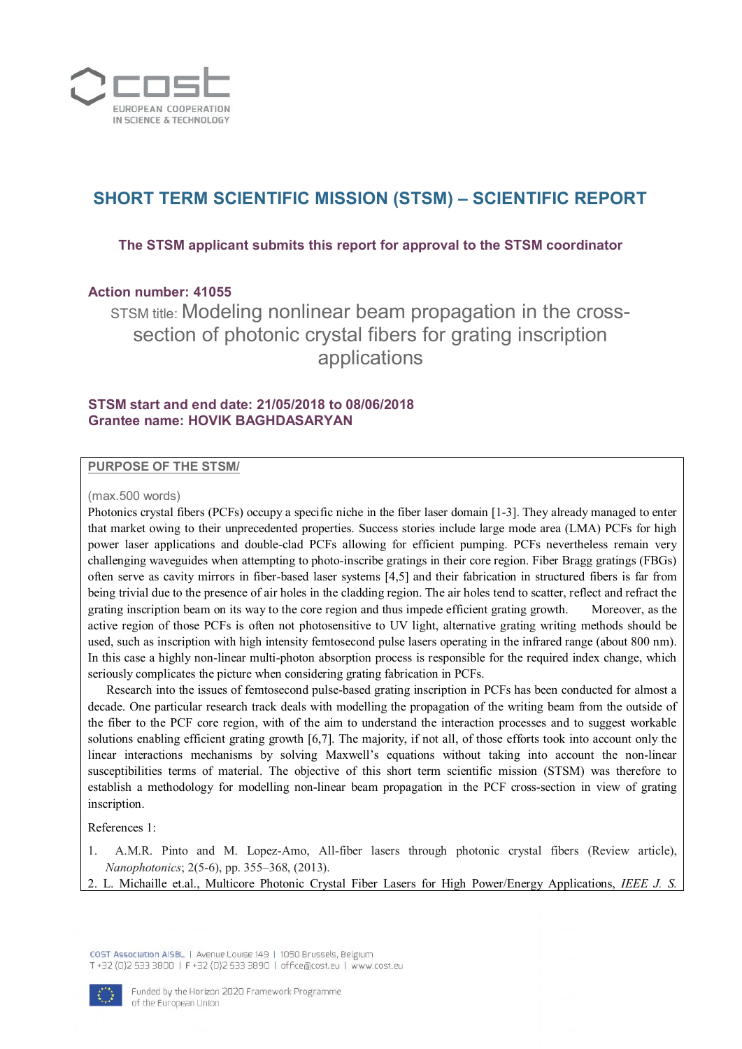# SHORT TERM SCIENTIFIC MISSION (STSM) – SCIENTIFIC REPORT

**The STSM applicant submits this report for approval to the STSM coordinator**

**Action number: 41055**

STSM title: Modeling nonlinear beam propagation in the cross-section of photonic crystal fibers for grating inscription applications

**STSM start and end date: 21/05/2018 to 08/06/2018**
**Grantee name: HOVIK BAGHDASARYAN**

## PURPOSE OF THE STSM/

(max.500 words)

Photonics crystal fibers (PCFs) occupy a specific niche in the fiber laser domain [1-3]. They already managed to enter that market owing to their unprecedented properties. Success stories include large mode area (LMA) PCFs for high power laser applications and double-clad PCFs allowing for efficient pumping. PCFs nevertheless remain very challenging waveguides when attempting to photo-inscribe gratings in their core region. Fiber Bragg gratings (FBGs) often serve as cavity mirrors in fiber-based laser systems [4,5] and their fabrication in structured fibers is far from being trivial due to the presence of air holes in the cladding region. The air holes tend to scatter, reflect and refract the grating inscription beam on its way to the core region and thus impede efficient grating growth. Moreover, as the active region of those PCFs is often not photosensitive to UV light, alternative grating writing methods should be used, such as inscription with high intensity femtosecond pulse lasers operating in the infrared range (about 800 nm). In this case a highly non-linear multi-photon absorption process is responsible for the required index change, which seriously complicates the picture when considering grating fabrication in PCFs.

Research into the issues of femtosecond pulse-based grating inscription in PCFs has been conducted for almost a decade. One particular research track deals with modelling the propagation of the writing beam from the outside of the fiber to the PCF core region, with of the aim to understand the interaction processes and to suggest workable solutions enabling efficient grating growth [6,7]. The majority, if not all, of those efforts took into account only the linear interactions mechanisms by solving Maxwell's equations without taking into account the non-linear susceptibilities terms of material. The objective of this short term scientific mission (STSM) was therefore to establish a methodology for modelling non-linear beam propagation in the PCF cross-section in view of grating inscription.

References 1:

1. A.M.R. Pinto and M. Lopez-Amo, All-fiber lasers through photonic crystal fibers (Review article), *Nanophotonics*; 2(5-6), pp. 355–368, (2013).
2. L. Michaille et.al., Multicore Photonic Crystal Fiber Lasers for High Power/Energy Applications, *IEEE J. S.*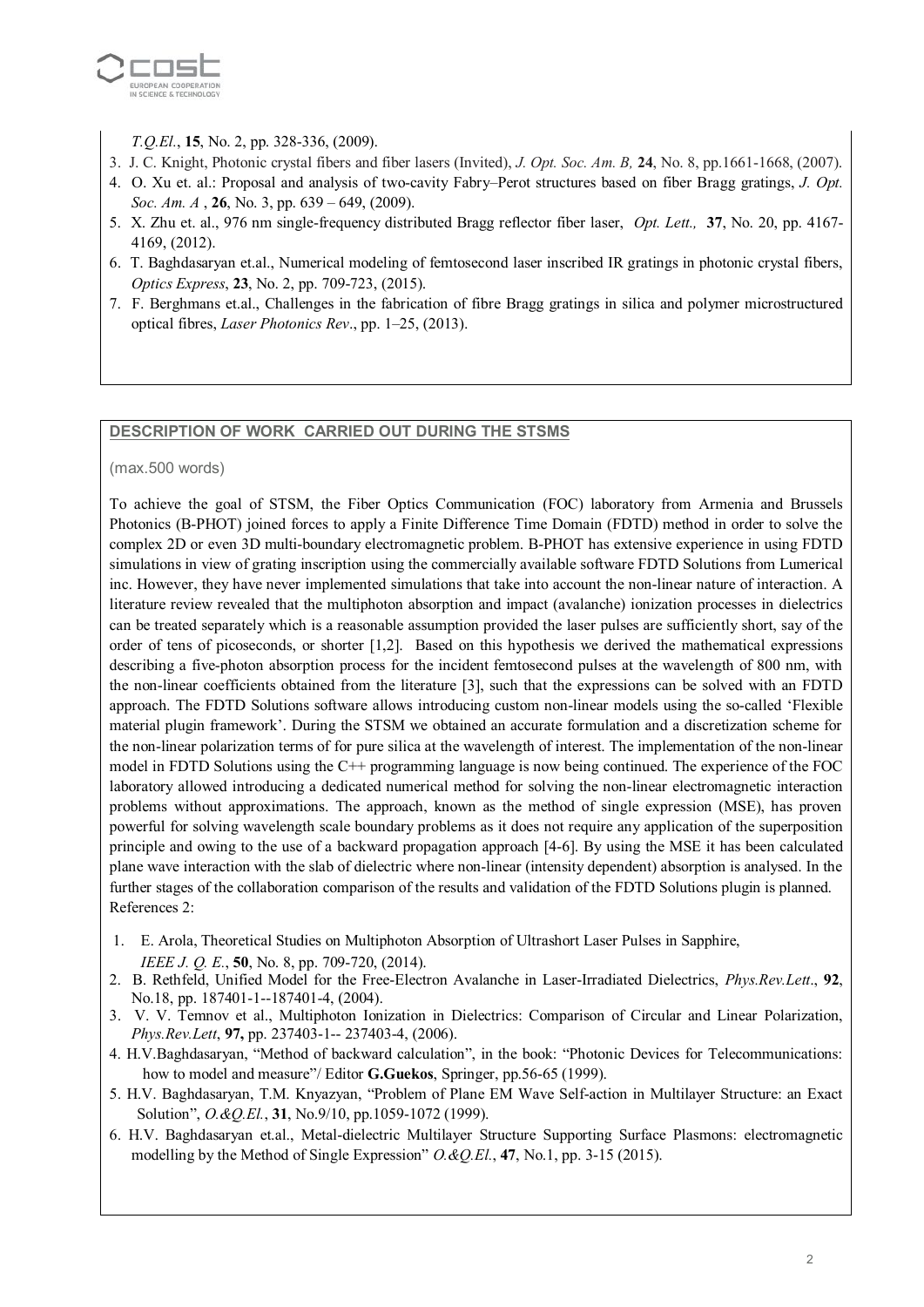*T.Q.El.*, **15**, No. 2, pp. 328-336, (2009).

3. J. C. Knight, Photonic crystal fibers and fiber lasers (Invited), *J. Opt. Soc. Am. B,* **24**, No. 8, pp.1661-1668, (2007).
4. O. Xu et. al.: Proposal and analysis of two-cavity Fabry–Perot structures based on fiber Bragg gratings, *J. Opt. Soc. Am. A* , **26**, No. 3, pp. 639 – 649, (2009).
5. X. Zhu et. al., 976 nm single-frequency distributed Bragg reflector fiber laser, *Opt. Lett.,* **37**, No. 20, pp. 4167-4169, (2012).
6. T. Baghdasaryan et.al., Numerical modeling of femtosecond laser inscribed IR gratings in photonic crystal fibers, *Optics Express*, **23**, No. 2, pp. 709-723, (2015).
7. F. Berghmans et.al., Challenges in the fabrication of fibre Bragg gratings in silica and polymer microstructured optical fibres, *Laser Photonics Rev*., pp. 1–25, (2013).

## DESCRIPTION OF WORK CARRIED OUT DURING THE STSMS

(max.500 words)

To achieve the goal of STSM, the Fiber Optics Communication (FOC) laboratory from Armenia and Brussels Photonics (B-PHOT) joined forces to apply a Finite Difference Time Domain (FDTD) method in order to solve the complex 2D or even 3D multi-boundary electromagnetic problem. B-PHOT has extensive experience in using FDTD simulations in view of grating inscription using the commercially available software FDTD Solutions from Lumerical inc. However, they have never implemented simulations that take into account the non-linear nature of interaction. A literature review revealed that the multiphoton absorption and impact (avalanche) ionization processes in dielectrics can be treated separately which is a reasonable assumption provided the laser pulses are sufficiently short, say of the order of tens of picoseconds, or shorter [1,2]. Based on this hypothesis we derived the mathematical expressions describing a five-photon absorption process for the incident femtosecond pulses at the wavelength of 800 nm, with the non-linear coefficients obtained from the literature [3], such that the expressions can be solved with an FDTD approach. The FDTD Solutions software allows introducing custom non-linear models using the so-called 'Flexible material plugin framework'. During the STSM we obtained an accurate formulation and a discretization scheme for the non-linear polarization terms of for pure silica at the wavelength of interest. The implementation of the non-linear model in FDTD Solutions using the C++ programming language is now being continued. The experience of the FOC laboratory allowed introducing a dedicated numerical method for solving the non-linear electromagnetic interaction problems without approximations. The approach, known as the method of single expression (MSE), has proven powerful for solving wavelength scale boundary problems as it does not require any application of the superposition principle and owing to the use of a backward propagation approach [4-6]. By using the MSE it has been calculated plane wave interaction with the slab of dielectric where non-linear (intensity dependent) absorption is analysed. In the further stages of the collaboration comparison of the results and validation of the FDTD Solutions plugin is planned.

References 2:

1. E. Arola, Theoretical Studies on Multiphoton Absorption of Ultrashort Laser Pulses in Sapphire, *IEEE J. Q. E.*, **50**, No. 8, pp. 709-720, (2014).
2. B. Rethfeld, Unified Model for the Free-Electron Avalanche in Laser-Irradiated Dielectrics, *Phys.Rev.Lett*., **92**, No.18, pp. 187401-1--187401-4, (2004).
3. V. V. Temnov et al., Multiphoton Ionization in Dielectrics: Comparison of Circular and Linear Polarization, *Phys.Rev.Lett*, **97,** pp. 237403-1-- 237403-4, (2006).
4. H.V.Baghdasaryan, "Method of backward calculation", in the book: "Photonic Devices for Telecommunications: how to model and measure"/ Editor **G.Guekos**, Springer, pp.56-65 (1999).
5. H.V. Baghdasaryan, T.M. Knyazyan, "Problem of Plane EM Wave Self-action in Multilayer Structure: an Exact Solution", *O.&Q.El.*, **31**, No.9/10, pp.1059-1072 (1999).
6. H.V. Baghdasaryan et.al., Metal-dielectric Multilayer Structure Supporting Surface Plasmons: electromagnetic modelling by the Method of Single Expression" *O.&Q.El.*, **47**, No.1, pp. 3-15 (2015).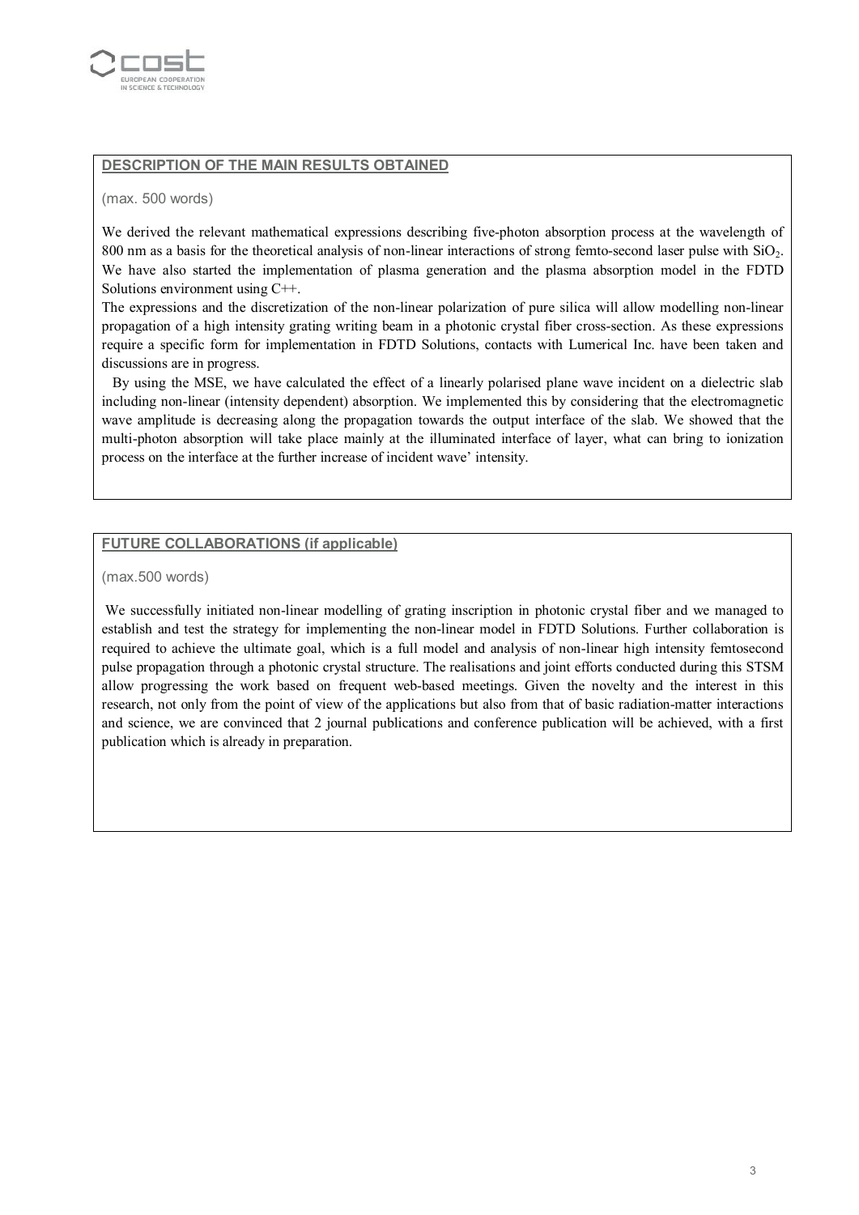## DESCRIPTION OF THE MAIN RESULTS OBTAINED

(max. 500 words)

We derived the relevant mathematical expressions describing five-photon absorption process at the wavelength of 800 nm as a basis for the theoretical analysis of non-linear interactions of strong femto-second laser pulse with $SiO_2$. We have also started the implementation of plasma generation and the plasma absorption model in the FDTD Solutions environment using C++.

The expressions and the discretization of the non-linear polarization of pure silica will allow modelling non-linear propagation of a high intensity grating writing beam in a photonic crystal fiber cross-section. As these expressions require a specific form for implementation in FDTD Solutions, contacts with Lumerical Inc. have been taken and discussions are in progress.

By using the MSE, we have calculated the effect of a linearly polarised plane wave incident on a dielectric slab including non-linear (intensity dependent) absorption. We implemented this by considering that the electromagnetic wave amplitude is decreasing along the propagation towards the output interface of the slab. We showed that the multi-photon absorption will take place mainly at the illuminated interface of layer, what can bring to ionization process on the interface at the further increase of incident wave' intensity.

## FUTURE COLLABORATIONS (if applicable)

(max.500 words)

We successfully initiated non-linear modelling of grating inscription in photonic crystal fiber and we managed to establish and test the strategy for implementing the non-linear model in FDTD Solutions. Further collaboration is required to achieve the ultimate goal, which is a full model and analysis of non-linear high intensity femtosecond pulse propagation through a photonic crystal structure. The realisations and joint efforts conducted during this STSM allow progressing the work based on frequent web-based meetings. Given the novelty and the interest in this research, not only from the point of view of the applications but also from that of basic radiation-matter interactions and science, we are convinced that 2 journal publications and conference publication will be achieved, with a first publication which is already in preparation.